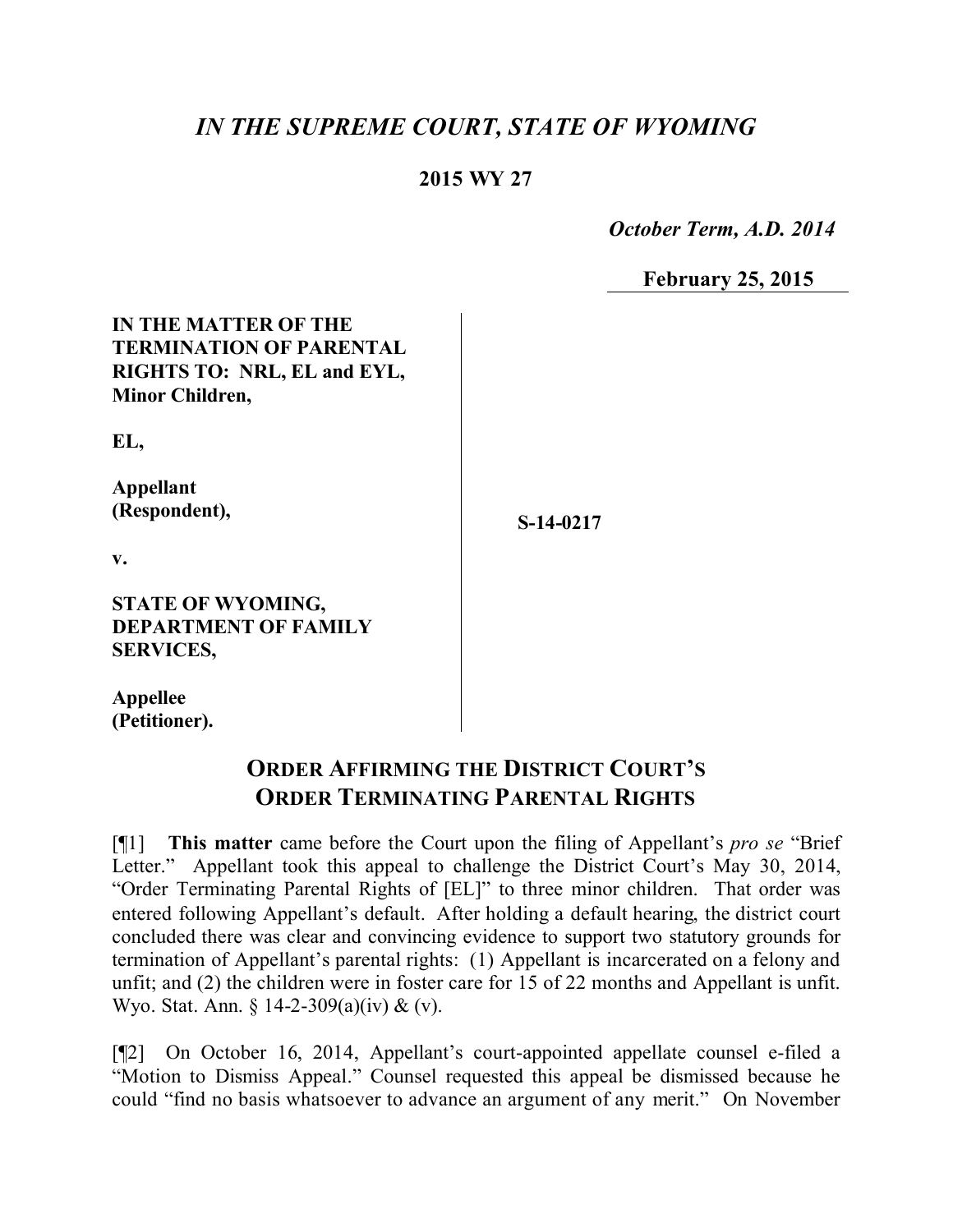# *IN THE SUPREME COURT, STATE OF WYOMING*

**2015 WY 27**

*October Term, A.D. 2014*

**February 25, 2015**

**IN THE MATTER OF THE TERMINATION OF PARENTAL RIGHTS TO: NRL, EL and EYL, Minor Children,**

**EL,**

**Appellant (Respondent),**

**v.**

**STATE OF WYOMING, DEPARTMENT OF FAMILY SERVICES,**

**Appellee (Petitioner).**

**S-14-0217**

## ORDER AFFIRMING THE DISTRICT COURT'S ORDER TERMINATING PARENTAL RIGHTS

[¶1] **This matter** came before the Court upon the filing of Appellant's *pro se* "Brief Letter." Appellant took this appeal to challenge the District Court's May 30, 2014, "Order Terminating Parental Rights of [EL]" to three minor children. That order was entered following Appellant's default. After holding a default hearing, the district court concluded there was clear and convincing evidence to support two statutory grounds for termination of Appellant's parental rights: (1) Appellant is incarcerated on a felony and unfit; and (2) the children were in foster care for 15 of 22 months and Appellant is unfit. Wyo. Stat. Ann. § 14-2-309(a)(iv) & (v).

[¶2] On October 16, 2014, Appellant's court-appointed appellate counsel e-filed a "Motion to Dismiss Appeal." Counsel requested this appeal be dismissed because he could "find no basis whatsoever to advance an argument of any merit." On November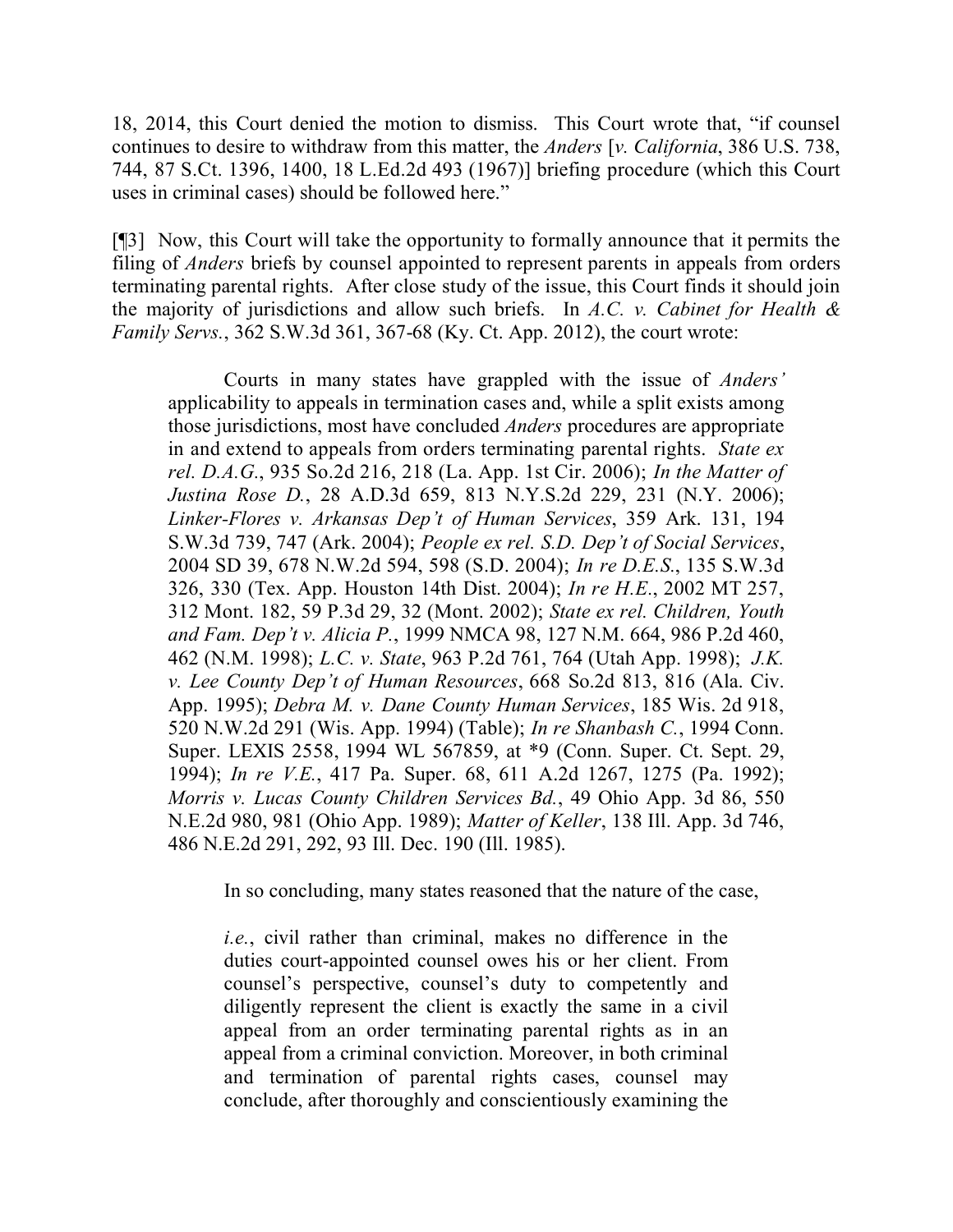18, 2014, this Court denied the motion to dismiss. This Court wrote that, "if counsel continues to desire to withdraw from this matter, the *Anders* [*v. California*, 386 U.S. 738, 744, 87 S.Ct. 1396, 1400, 18 L.Ed.2d 493 (1967)] briefing procedure (which this Court uses in criminal cases) should be followed here."

[¶3] Now, this Court will take the opportunity to formally announce that it permits the filing of *Anders* briefs by counsel appointed to represent parents in appeals from orders terminating parental rights. After close study of the issue, this Court finds it should join the majority of jurisdictions and allow such briefs. In *A.C. v. Cabinet for Health & Family Servs.*, 362 S.W.3d 361, 367-68 (Ky. Ct. App. 2012), the court wrote:

> Courts in many states have grappled with the issue of *Anders'* applicability to appeals in termination cases and, while a split exists among those jurisdictions, most have concluded *Anders* procedures are appropriate in and extend to appeals from orders terminating parental rights. *State ex rel. D.A.G.*, 935 So.2d 216, 218 (La. App. 1st Cir. 2006); *In the Matter of Justina Rose D.*, 28 A.D.3d 659, 813 N.Y.S.2d 229, 231 (N.Y. 2006); *Linker-Flores v. Arkansas Dep't of Human Services*, 359 Ark. 131, 194 S.W.3d 739, 747 (Ark. 2004); *People ex rel. S.D. Dep't of Social Services*, 2004 SD 39, 678 N.W.2d 594, 598 (S.D. 2004); *In re D.E.S.*, 135 S.W.3d 326, 330 (Tex. App. Houston 14th Dist. 2004); *In re H.E.*, 2002 MT 257, 312 Mont. 182, 59 P.3d 29, 32 (Mont. 2002); *State ex rel. Children, Youth and Fam. Dep't v. Alicia P.*, 1999 NMCA 98, 127 N.M. 664, 986 P.2d 460, 462 (N.M. 1998); *L.C. v. State*, 963 P.2d 761, 764 (Utah App. 1998); *J.K. v. Lee County Dep't of Human Resources*, 668 So.2d 813, 816 (Ala. Civ. App. 1995); *Debra M. v. Dane County Human Services*, 185 Wis. 2d 918, 520 N.W.2d 291 (Wis. App. 1994) (Table); *In re Shanbash C.*, 1994 Conn. Super. LEXIS 2558, 1994 WL 567859, at *9 (Conn. Super. Ct. Sept. 29, 1994); *In re V.E.*, 417 Pa. Super. 68, 611 A.2d 1267, 1275 (Pa. 1992); *Morris v. Lucas County Children Services Bd.*, 49 Ohio App. 3d 86, 550 N.E.2d 980, 981 (Ohio App. 1989); *Matter of Keller*, 138 Ill. App. 3d 746, 486 N.E.2d 291, 292, 93 Ill. Dec. 190 (Ill. 1985).
>
> In so concluding, many states reasoned that the nature of the case,
>
> > *i.e.*, civil rather than criminal, makes no difference in the duties court-appointed counsel owes his or her client. From counsel's perspective, counsel's duty to competently and diligently represent the client is exactly the same in a civil appeal from an order terminating parental rights as in an appeal from a criminal conviction. Moreover, in both criminal and termination of parental rights cases, counsel may conclude, after thoroughly and conscientiously examining the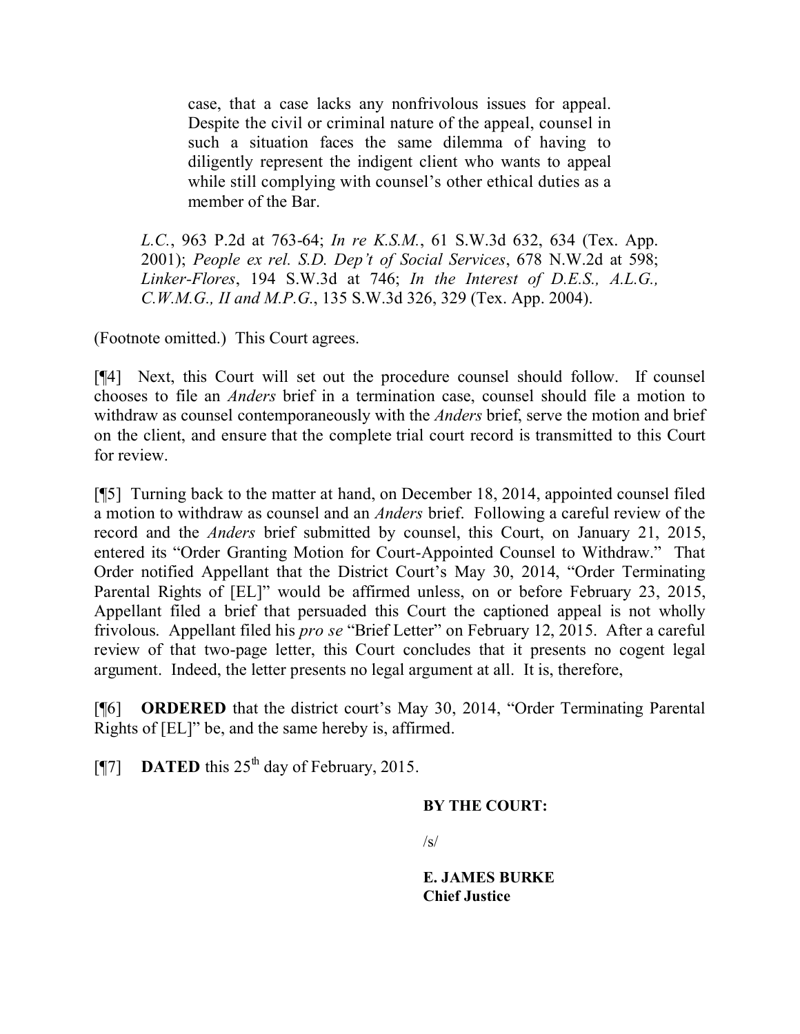> case, that a case lacks any nonfrivolous issues for appeal. Despite the civil or criminal nature of the appeal, counsel in such a situation faces the same dilemma of having to diligently represent the indigent client who wants to appeal while still complying with counsel's other ethical duties as a member of the Bar.

*L.C.*, 963 P.2d at 763-64; *In re K.S.M.*, 61 S.W.3d 632, 634 (Tex. App. 2001); *People ex rel. S.D. Dep't of Social Services*, 678 N.W.2d at 598; *Linker-Flores*, 194 S.W.3d at 746; *In the Interest of D.E.S., A.L.G., C.W.M.G., II and M.P.G.*, 135 S.W.3d 326, 329 (Tex. App. 2004).

(Footnote omitted.) This Court agrees.

[¶4] Next, this Court will set out the procedure counsel should follow. If counsel chooses to file an *Anders* brief in a termination case, counsel should file a motion to withdraw as counsel contemporaneously with the *Anders* brief, serve the motion and brief on the client, and ensure that the complete trial court record is transmitted to this Court for review.

[¶5] Turning back to the matter at hand, on December 18, 2014, appointed counsel filed a motion to withdraw as counsel and an *Anders* brief. Following a careful review of the record and the *Anders* brief submitted by counsel, this Court, on January 21, 2015, entered its "Order Granting Motion for Court-Appointed Counsel to Withdraw." That Order notified Appellant that the District Court's May 30, 2014, "Order Terminating Parental Rights of [EL]" would be affirmed unless, on or before February 23, 2015, Appellant filed a brief that persuaded this Court the captioned appeal is not wholly frivolous. Appellant filed his *pro se* "Brief Letter" on February 12, 2015. After a careful review of that two-page letter, this Court concludes that it presents no cogent legal argument. Indeed, the letter presents no legal argument at all. It is, therefore,

[¶6] **ORDERED** that the district court's May 30, 2014, "Order Terminating Parental Rights of [EL]" be, and the same hereby is, affirmed.

[¶7] **DATED** this 25th day of February, 2015.

**BY THE COURT:**

/s/

**E. JAMES BURKE**
**Chief Justice**